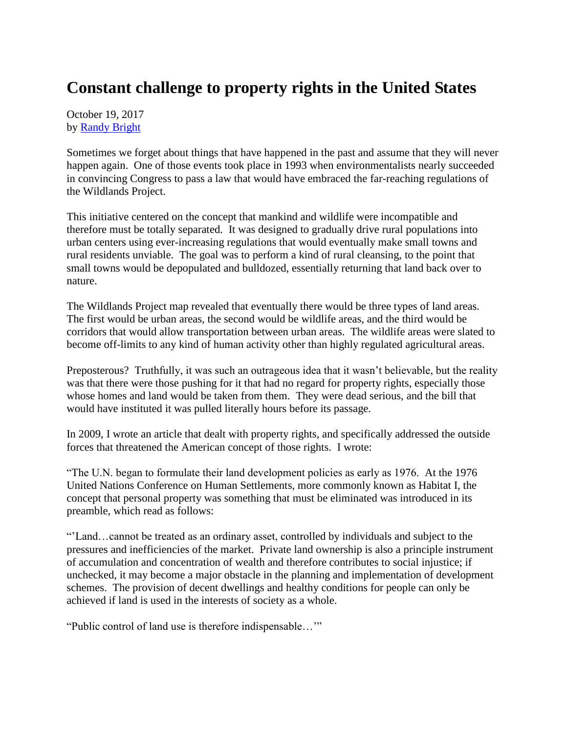# Constant challenge to property rights in the United States

October 19, 2017
by Randy Bright

Sometimes we forget about things that have happened in the past and assume that they will never happen again. One of those events took place in 1993 when environmentalists nearly succeeded in convincing Congress to pass a law that would have embraced the far-reaching regulations of the Wildlands Project.

This initiative centered on the concept that mankind and wildlife were incompatible and therefore must be totally separated. It was designed to gradually drive rural populations into urban centers using ever-increasing regulations that would eventually make small towns and rural residents unviable. The goal was to perform a kind of rural cleansing, to the point that small towns would be depopulated and bulldozed, essentially returning that land back over to nature.

The Wildlands Project map revealed that eventually there would be three types of land areas. The first would be urban areas, the second would be wildlife areas, and the third would be corridors that would allow transportation between urban areas. The wildlife areas were slated to become off-limits to any kind of human activity other than highly regulated agricultural areas.

Preposterous? Truthfully, it was such an outrageous idea that it wasn't believable, but the reality was that there were those pushing for it that had no regard for property rights, especially those whose homes and land would be taken from them. They were dead serious, and the bill that would have instituted it was pulled literally hours before its passage.

In 2009, I wrote an article that dealt with property rights, and specifically addressed the outside forces that threatened the American concept of those rights. I wrote:

"The U.N. began to formulate their land development policies as early as 1976. At the 1976 United Nations Conference on Human Settlements, more commonly known as Habitat I, the concept that personal property was something that must be eliminated was introduced in its preamble, which read as follows:

"'Land…cannot be treated as an ordinary asset, controlled by individuals and subject to the pressures and inefficiencies of the market. Private land ownership is also a principle instrument of accumulation and concentration of wealth and therefore contributes to social injustice; if unchecked, it may become a major obstacle in the planning and implementation of development schemes. The provision of decent dwellings and healthy conditions for people can only be achieved if land is used in the interests of society as a whole.

"Public control of land use is therefore indispensable…'"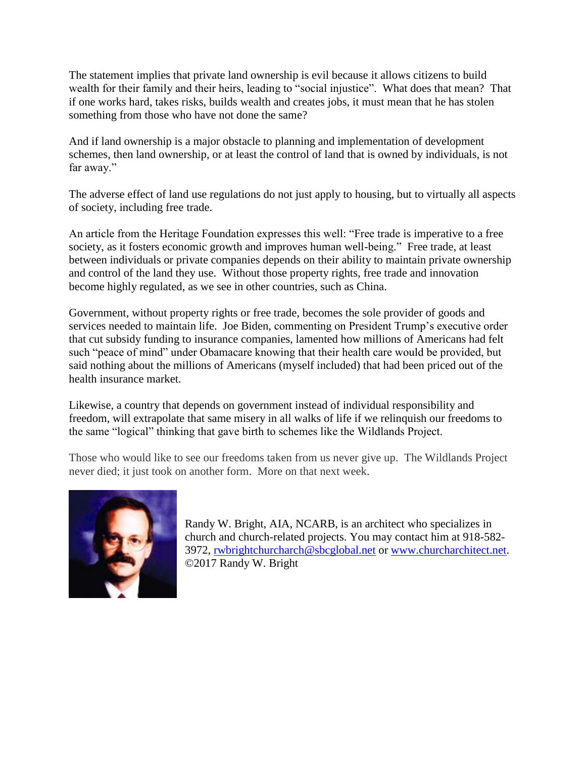The statement implies that private land ownership is evil because it allows citizens to build wealth for their family and their heirs, leading to "social injustice". What does that mean? That if one works hard, takes risks, builds wealth and creates jobs, it must mean that he has stolen something from those who have not done the same?

And if land ownership is a major obstacle to planning and implementation of development schemes, then land ownership, or at least the control of land that is owned by individuals, is not far away."

The adverse effect of land use regulations do not just apply to housing, but to virtually all aspects of society, including free trade.

An article from the Heritage Foundation expresses this well: "Free trade is imperative to a free society, as it fosters economic growth and improves human well-being." Free trade, at least between individuals or private companies depends on their ability to maintain private ownership and control of the land they use. Without those property rights, free trade and innovation become highly regulated, as we see in other countries, such as China.

Government, without property rights or free trade, becomes the sole provider of goods and services needed to maintain life. Joe Biden, commenting on President Trump's executive order that cut subsidy funding to insurance companies, lamented how millions of Americans had felt such "peace of mind" under Obamacare knowing that their health care would be provided, but said nothing about the millions of Americans (myself included) that had been priced out of the health insurance market.

Likewise, a country that depends on government instead of individual responsibility and freedom, will extrapolate that same misery in all walks of life if we relinquish our freedoms to the same "logical" thinking that gave birth to schemes like the Wildlands Project.

Those who would like to see our freedoms taken from us never give up. The Wildlands Project never died; it just took on another form. More on that next week.

Randy W. Bright, AIA, NCARB, is an architect who specializes in church and church-related projects. You may contact him at 918-582-3972, [rwbrightchurcharch@sbcglobal.net](mailto:rwbrightchurcharch@sbcglobal.net) or [www.churcharchitect.net](http://www.churcharchitect.net). ©2017 Randy W. Bright